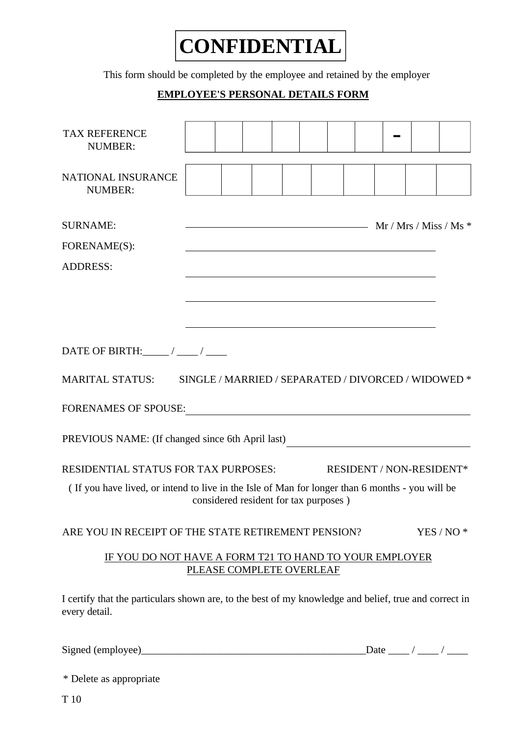# CONFIDENTIAL

This form should be completed by the employee and retained by the employer

## EMPLOYEE'S PERSONAL DETAILS FORM

| TAX REFERENCE NUMBER: | | | | | | | | - | | |
|---|---|---|---|---|---|---|---|---|---|---|

| NATIONAL INSURANCE NUMBER: | | | | | | | | | |
|---|---|---|---|---|---|---|---|---|---|

SURNAME: ________________________________ Mr / Mrs / Miss / Ms *

FORENAME(S): ________________________________

ADDRESS: ________________________________

________________________________

________________________________

DATE OF BIRTH:_____ / ____ / ____

MARITAL STATUS: SINGLE / MARRIED / SEPARATED / DIVORCED / WIDOWED *

FORENAMES OF SPOUSE: ________________________________

PREVIOUS NAME: (If changed since 6th April last) ________________________________

RESIDENTIAL STATUS FOR TAX PURPOSES: RESIDENT / NON-RESIDENT*

( If you have lived, or intend to live in the Isle of Man for longer than 6 months - you will be considered resident for tax purposes )

ARE YOU IN RECEIPT OF THE STATE RETIREMENT PENSION? YES / NO *

IF YOU DO NOT HAVE A FORM T21 TO HAND TO YOUR EMPLOYER PLEASE COMPLETE OVERLEAF

I certify that the particulars shown are, to the best of my knowledge and belief, true and correct in every detail.

Signed (employee)____________________________________________Date ____ / ____ / ____

\* Delete as appropriate

T 10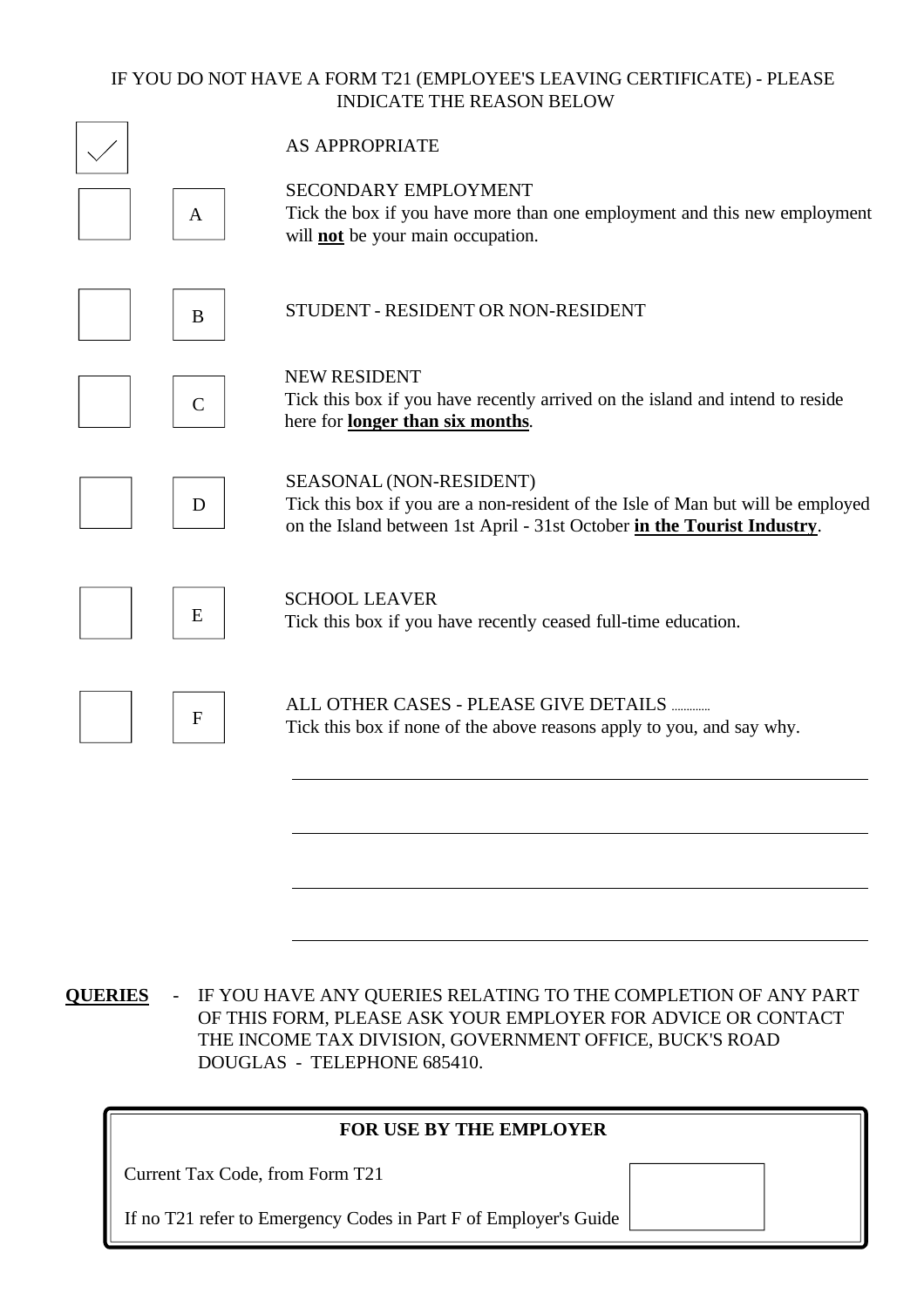IF YOU DO NOT HAVE A FORM T21 (EMPLOYEE'S LEAVING CERTIFICATE) - PLEASE INDICATE THE REASON BELOW

| ✓ | | AS APPROPRIATE |
|---|---|---|
| ☐ | A | SECONDARY EMPLOYMENT<br>Tick the box if you have more than one employment and this new employment will **not** be your main occupation. |
| ☐ | B | STUDENT - RESIDENT OR NON-RESIDENT |
| ☐ | C | NEW RESIDENT<br>Tick this box if you have recently arrived on the island and intend to reside here for **longer than six months**. |
| ☐ | D | SEASONAL (NON-RESIDENT)<br>Tick this box if you are a non-resident of the Isle of Man but will be employed on the Island between 1st April - 31st October **in the Tourist Industry**. |
| ☐ | E | SCHOOL LEAVER<br>Tick this box if you have recently ceased full-time education. |
| ☐ | F | ALL OTHER CASES - PLEASE GIVE DETAILS .............<br>Tick this box if none of the above reasons apply to you, and say why. |

______________________________________________

______________________________________________

______________________________________________

______________________________________________

**QUERIES** - IF YOU HAVE ANY QUERIES RELATING TO THE COMPLETION OF ANY PART OF THIS FORM, PLEASE ASK YOUR EMPLOYER FOR ADVICE OR CONTACT THE INCOME TAX DIVISION, GOVERNMENT OFFICE, BUCK'S ROAD DOUGLAS - TELEPHONE 685410.

**FOR USE BY THE EMPLOYER**

Current Tax Code, from Form T21

If no T21 refer to Emergency Codes in Part F of Employer's Guide ☐